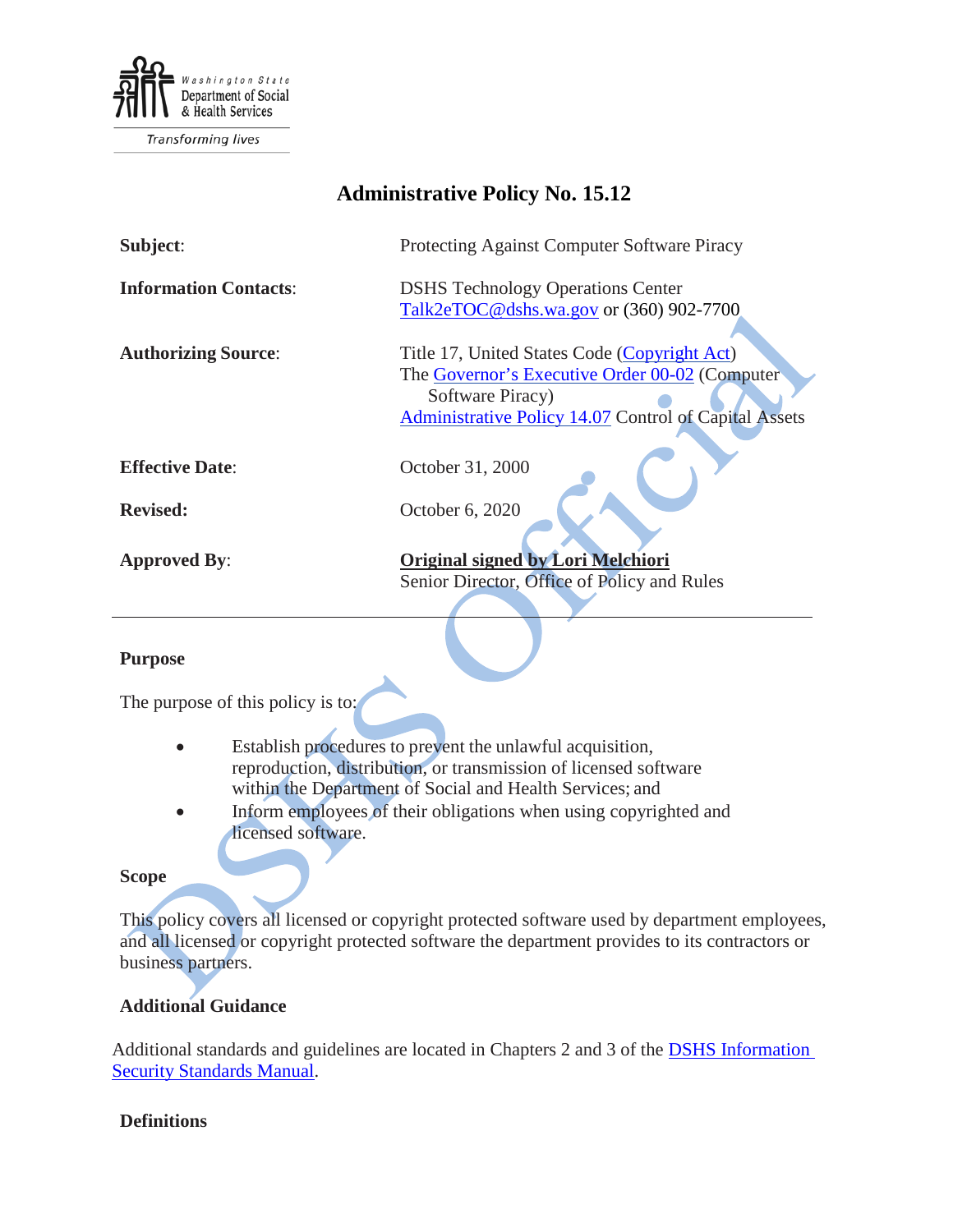Washington State Department of Social & Health Services

Transforming lives

# Administrative Policy No. 15.12

| | |
|---|---|
| **Subject**: | Protecting Against Computer Software Piracy |
| **Information Contacts**: | DSHS Technology Operations Center<br>Talk2eTOC@dshs.wa.gov or (360) 902-7700 |
| **Authorizing Source**: | Title 17, United States Code (Copyright Act)<br>The Governor's Executive Order 00-02 (Computer Software Piracy)<br>Administrative Policy 14.07 Control of Capital Assets |
| **Effective Date**: | October 31, 2000 |
| **Revised:** | October 6, 2020 |
| **Approved By**: | **Original signed by Lori Melchiori**<br>Senior Director, Office of Policy and Rules |

---

## Purpose

The purpose of this policy is to:

- Establish procedures to prevent the unlawful acquisition, reproduction, distribution, or transmission of licensed software within the Department of Social and Health Services; and
- Inform employees of their obligations when using copyrighted and licensed software.

## Scope

This policy covers all licensed or copyright protected software used by department employees, and all licensed or copyright protected software the department provides to its contractors or business partners.

## Additional Guidance

Additional standards and guidelines are located in Chapters 2 and 3 of the DSHS Information Security Standards Manual.

## Definitions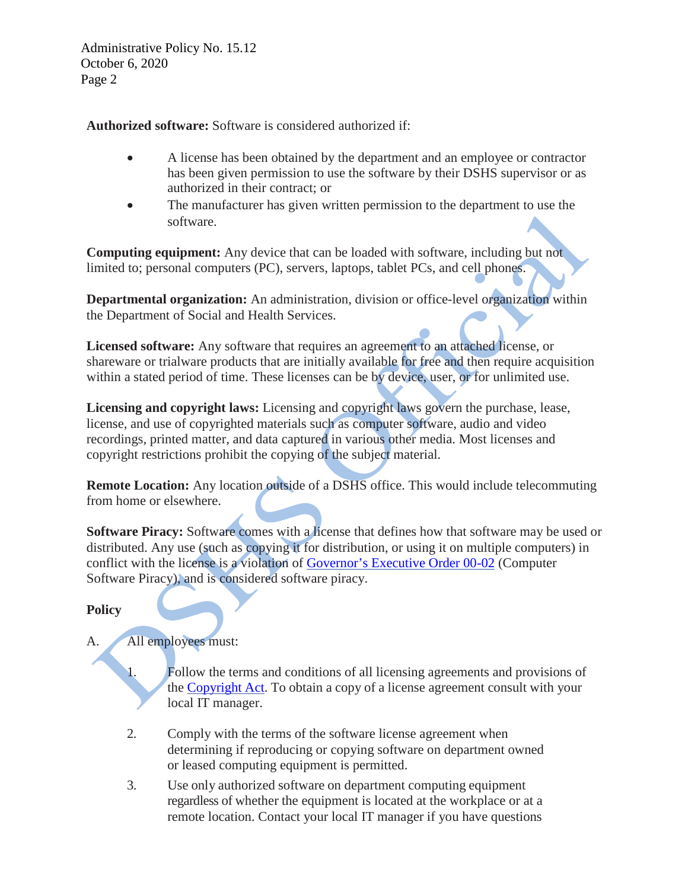**Authorized software:** Software is considered authorized if:

- A license has been obtained by the department and an employee or contractor has been given permission to use the software by their DSHS supervisor or as authorized in their contract; or
- The manufacturer has given written permission to the department to use the software.

**Computing equipment:** Any device that can be loaded with software, including but not limited to; personal computers (PC), servers, laptops, tablet PCs, and cell phones.

**Departmental organization:** An administration, division or office-level organization within the Department of Social and Health Services.

**Licensed software:** Any software that requires an agreement to an attached license, or shareware or trialware products that are initially available for free and then require acquisition within a stated period of time. These licenses can be by device, user, or for unlimited use.

**Licensing and copyright laws:** Licensing and copyright laws govern the purchase, lease, license, and use of copyrighted materials such as computer software, audio and video recordings, printed matter, and data captured in various other media. Most licenses and copyright restrictions prohibit the copying of the subject material.

**Remote Location:** Any location outside of a DSHS office. This would include telecommuting from home or elsewhere.

**Software Piracy:** Software comes with a license that defines how that software may be used or distributed. Any use (such as copying it for distribution, or using it on multiple computers) in conflict with the license is a violation of Governor's Executive Order 00-02 (Computer Software Piracy), and is considered software piracy.

## Policy

A. All employees must:

1. Follow the terms and conditions of all licensing agreements and provisions of the Copyright Act. To obtain a copy of a license agreement consult with your local IT manager.

2. Comply with the terms of the software license agreement when determining if reproducing or copying software on department owned or leased computing equipment is permitted.

3. Use only authorized software on department computing equipment regardless of whether the equipment is located at the workplace or at a remote location. Contact your local IT manager if you have questions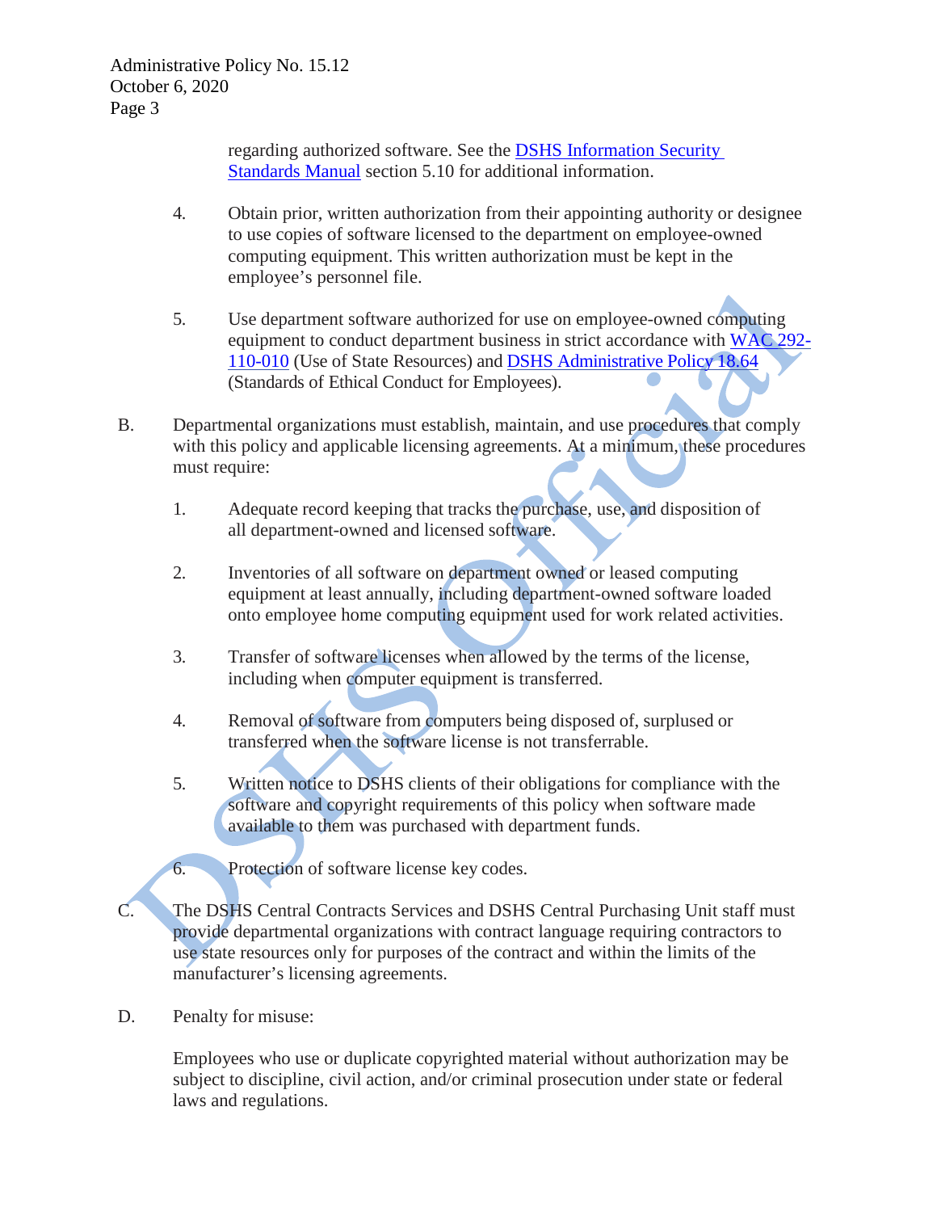regarding authorized software. See the [DSHS Information Security Standards Manual] section 5.10 for additional information.

4. Obtain prior, written authorization from their appointing authority or designee to use copies of software licensed to the department on employee-owned computing equipment. This written authorization must be kept in the employee's personnel file.

5. Use department software authorized for use on employee-owned computing equipment to conduct department business in strict accordance with WAC 292-110-010 (Use of State Resources) and DSHS Administrative Policy 18.64 (Standards of Ethical Conduct for Employees).

B. Departmental organizations must establish, maintain, and use procedures that comply with this policy and applicable licensing agreements. At a minimum, these procedures must require:

1. Adequate record keeping that tracks the purchase, use, and disposition of all department-owned and licensed software.

2. Inventories of all software on department owned or leased computing equipment at least annually, including department-owned software loaded onto employee home computing equipment used for work related activities.

3. Transfer of software licenses when allowed by the terms of the license, including when computer equipment is transferred.

4. Removal of software from computers being disposed of, surplused or transferred when the software license is not transferrable.

5. Written notice to DSHS clients of their obligations for compliance with the software and copyright requirements of this policy when software made available to them was purchased with department funds.

6. Protection of software license key codes.

C. The DSHS Central Contracts Services and DSHS Central Purchasing Unit staff must provide departmental organizations with contract language requiring contractors to use state resources only for purposes of the contract and within the limits of the manufacturer's licensing agreements.

D. Penalty for misuse:

Employees who use or duplicate copyrighted material without authorization may be subject to discipline, civil action, and/or criminal prosecution under state or federal laws and regulations.